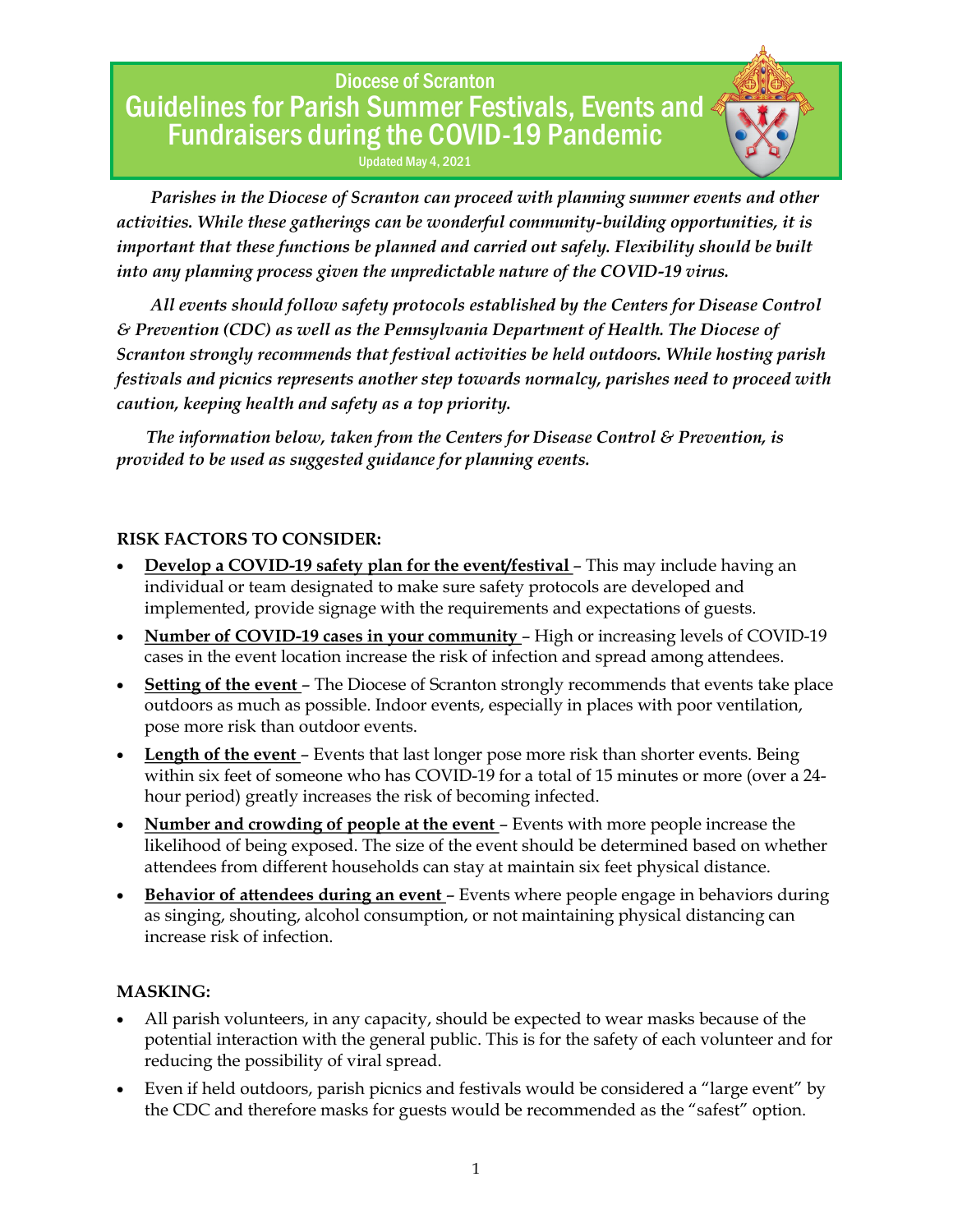# Diocese of Scranton
# Guidelines for Parish Summer Festivals, Events and Fundraisers during the COVID-19 Pandemic

Updated May 4, 2021

*Parishes in the Diocese of Scranton can proceed with planning summer events and other activities. While these gatherings can be wonderful community-building opportunities, it is important that these functions be planned and carried out safely. Flexibility should be built into any planning process given the unpredictable nature of the COVID-19 virus.*

*All events should follow safety protocols established by the Centers for Disease Control & Prevention (CDC) as well as the Pennsylvania Department of Health. The Diocese of Scranton strongly recommends that festival activities be held outdoors. While hosting parish festivals and picnics represents another step towards normalcy, parishes need to proceed with caution, keeping health and safety as a top priority.*

*The information below, taken from the Centers for Disease Control & Prevention, is provided to be used as suggested guidance for planning events.*

**RISK FACTORS TO CONSIDER:**

- **Develop a COVID-19 safety plan for the event/festival** – This may include having an individual or team designated to make sure safety protocols are developed and implemented, provide signage with the requirements and expectations of guests.
- **Number of COVID-19 cases in your community** – High or increasing levels of COVID-19 cases in the event location increase the risk of infection and spread among attendees.
- **Setting of the event** – The Diocese of Scranton strongly recommends that events take place outdoors as much as possible. Indoor events, especially in places with poor ventilation, pose more risk than outdoor events.
- **Length of the event** – Events that last longer pose more risk than shorter events. Being within six feet of someone who has COVID-19 for a total of 15 minutes or more (over a 24-hour period) greatly increases the risk of becoming infected.
- **Number and crowding of people at the event** – Events with more people increase the likelihood of being exposed. The size of the event should be determined based on whether attendees from different households can stay at maintain six feet physical distance.
- **Behavior of attendees during an event** – Events where people engage in behaviors during as singing, shouting, alcohol consumption, or not maintaining physical distancing can increase risk of infection.

**MASKING:**

- All parish volunteers, in any capacity, should be expected to wear masks because of the potential interaction with the general public. This is for the safety of each volunteer and for reducing the possibility of viral spread.
- Even if held outdoors, parish picnics and festivals would be considered a "large event" by the CDC and therefore masks for guests would be recommended as the "safest" option.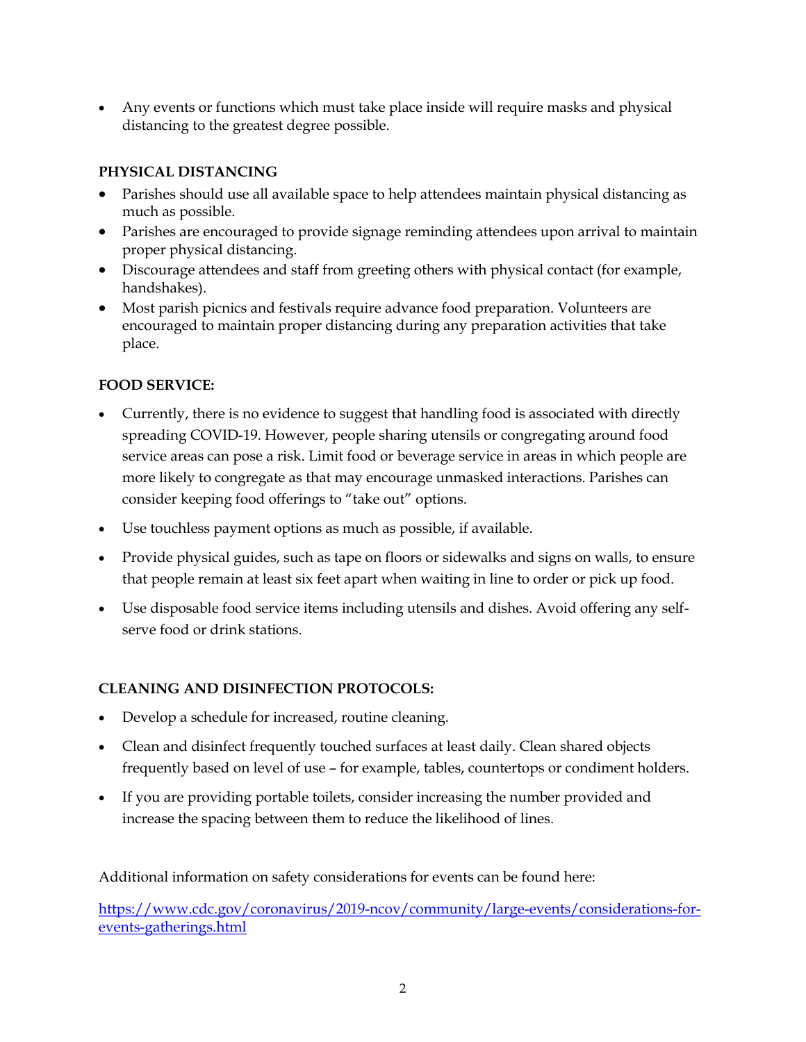- Any events or functions which must take place inside will require masks and physical distancing to the greatest degree possible.

**PHYSICAL DISTANCING**

- Parishes should use all available space to help attendees maintain physical distancing as much as possible.
- Parishes are encouraged to provide signage reminding attendees upon arrival to maintain proper physical distancing.
- Discourage attendees and staff from greeting others with physical contact (for example, handshakes).
- Most parish picnics and festivals require advance food preparation. Volunteers are encouraged to maintain proper distancing during any preparation activities that take place.

**FOOD SERVICE:**

- Currently, there is no evidence to suggest that handling food is associated with directly spreading COVID-19. However, people sharing utensils or congregating around food service areas can pose a risk. Limit food or beverage service in areas in which people are more likely to congregate as that may encourage unmasked interactions. Parishes can consider keeping food offerings to "take out" options.
- Use touchless payment options as much as possible, if available.
- Provide physical guides, such as tape on floors or sidewalks and signs on walls, to ensure that people remain at least six feet apart when waiting in line to order or pick up food.
- Use disposable food service items including utensils and dishes. Avoid offering any self-serve food or drink stations.

**CLEANING AND DISINFECTION PROTOCOLS:**

- Develop a schedule for increased, routine cleaning.
- Clean and disinfect frequently touched surfaces at least daily. Clean shared objects frequently based on level of use – for example, tables, countertops or condiment holders.
- If you are providing portable toilets, consider increasing the number provided and increase the spacing between them to reduce the likelihood of lines.

Additional information on safety considerations for events can be found here:

https://www.cdc.gov/coronavirus/2019-ncov/community/large-events/considerations-for-events-gatherings.html